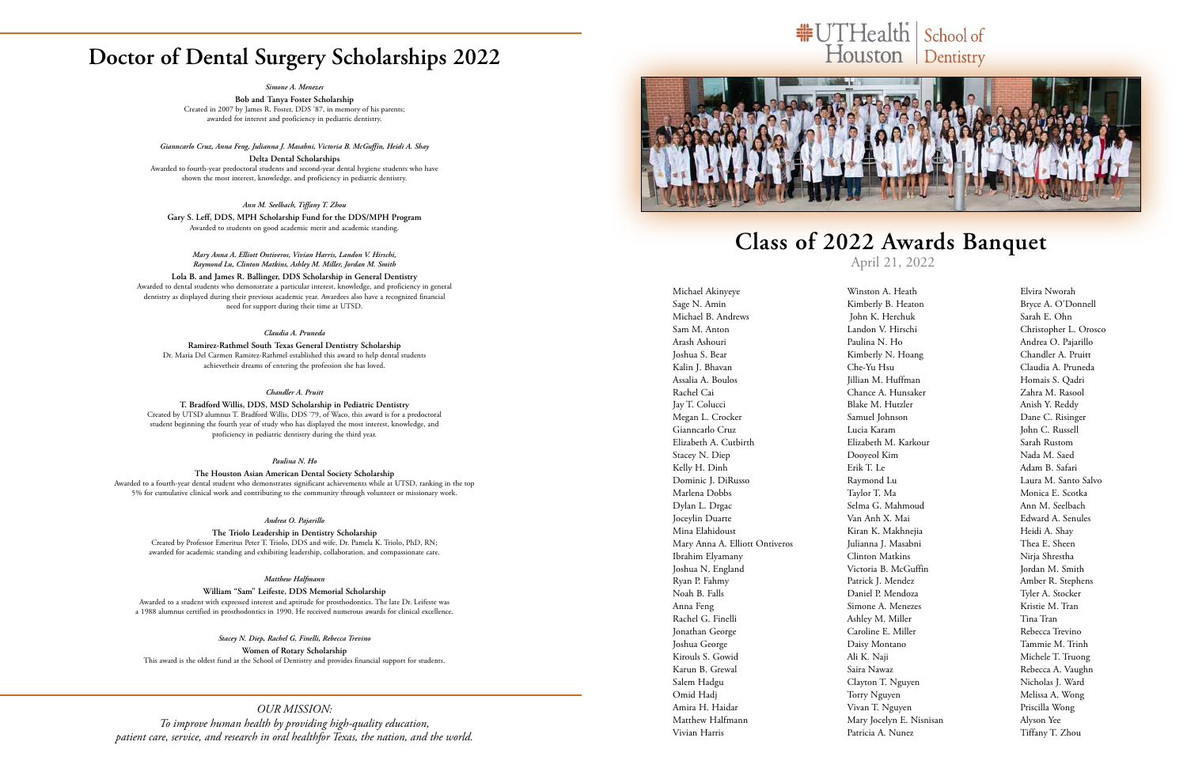# Doctor of Dental Surgery Scholarships 2022

*Simone A. Menezes*

**Bob and Tanya Foster Scholarship**
Created in 2007 by James R. Foster, DDS '87, in memory of his parents; awarded for interest and proficiency in pediatric dentistry.

*Gianncarlo Cruz, Anna Feng, Julianna J. Masabni, Victoria B. McGuffin, Heidi A. Shay*

**Delta Dental Scholarships**
Awarded to fourth-year predoctoral students and second-year dental hygiene students who have shown the most interest, knowledge, and proficiency in pediatric dentistry.

*Ann M. Seelbach, Tiffany T. Zhou*

**Gary S. Leff, DDS, MPH Scholarship Fund for the DDS/MPH Program**
Awarded to students on good academic merit and academic standing.

*Mary Anna A. Elliott Ontiveros, Vivian Harris, Landon V. Hirschi, Raymond Lu, Clinton Matkins, Ashley M. Miller, Jordan M. Smith*

**Lola B. and James R. Ballinger, DDS Scholarship in General Dentistry**
Awarded to dental students who demonstrate a particular interest, knowledge, and proficiency in general dentistry as displayed during their previous academic year. Awardees also have a recognized financial need for support during their time at UTSD.

*Claudia A. Pruneda*

**Ramirez-Rathmel South Texas General Dentistry Scholarship**
Dr. Maria Del Carmen Ramirez-Rathmel established this award to help dental students achievetheir dreams of entering the profession she has loved.

*Chandler A. Pruitt*

**T. Bradford Willis, DDS, MSD Scholarship in Pediatric Dentistry**
Created by UTSD alumnus T. Bradford Willis, DDS '79, of Waco, this award is for a predoctoral student beginning the fourth year of study who has displayed the most interest, knowledge, and proficiency in pediatric dentistry during the third year.

*Paulina N. Ho*

**The Houston Asian American Dental Society Scholarship**
Awarded to a fourth-year dental student who demonstrates significant achievements while at UTSD, ranking in the top 5% for cumulative clinical work and contributing to the community through volunteer or missionary work.

*Andrea O. Pajarillo*

**The Triolo Leadership in Dentistry Scholarship**
Created by Professor Emeritus Peter T. Triolo, DDS and wife, Dr. Pamela K. Triolo, PhD, RN; awarded for academic standing and exhibiting leadership, collaboration, and compassionate care.

*Matthew Halfmann*

**William "Sam" Leifeste, DDS Memorial Scholarship**
Awarded to a student with expressed interest and aptitude for prosthodontics. The late Dr. Leifeste was a 1988 alumnus certified in prosthodontics in 1990. He received numerous awards for clinical excellence.

*Stacey N. Diep, Rachel G. Finelli, Rebecca Trevino*

**Women of Rotary Scholarship**
This award is the oldest fund at the School of Dentistry and provides financial support for students.

*OUR MISSION:*
*To improve human health by providing high-quality education, patient care, service, and research in oral healthfor Texas, the nation, and the world.*

UTHealth Houston | School of Dentistry

# Class of 2022 Awards Banquet

April 21, 2022

Michael Akinyeye
Sage N. Amin
Michael B. Andrews
Sam M. Anton
Arash Ashouri
Joshua S. Bear
Kalin J. Bhavan
Assalia A. Boulos
Rachel Cai
Jay T. Colucci
Megan L. Crocker
Gianncarlo Cruz
Elizabeth A. Cutbirth
Stacey N. Diep
Kelly H. Dinh
Dominic J. DiRusso
Marlena Dobbs
Dylan L. Drgac
Joceylin Duarte
Mina Elahidoust
Mary Anna A. Elliott Ontiveros
Ibrahim Elyamany
Joshua N. England
Ryan P. Fahmy
Noah B. Falls
Anna Feng
Rachel G. Finelli
Jonathan George
Joshua George
Kirouls S. Gowid
Karun B. Grewal
Salem Hadgu
Omid Hadj
Amira H. Haidar
Matthew Halfmann
Vivian Harris
Winston A. Heath
Kimberly B. Heaton
John K. Herchuk
Landon V. Hirschi
Paulina N. Ho
Kimberly N. Hoang
Che-Yu Hsu
Jillian M. Huffman
Chance A. Hunsaker
Blake M. Hutzler
Samuel Johnson
Lucia Karam
Elizabeth M. Karkour
Dooyeol Kim
Erik T. Le
Raymond Lu
Taylor T. Ma
Selma G. Mahmoud
Van Anh X. Mai
Kiran K. Makhnejia
Julianna J. Masabni
Clinton Matkins
Victoria B. McGuffin
Patrick J. Mendez
Daniel P. Mendoza
Simone A. Menezes
Ashley M. Miller
Caroline E. Miller
Daisy Montano
Ali K. Naji
Saira Nawaz
Clayton T. Nguyen
Torry Nguyen
Vivan T. Nguyen
Mary Jocelyn E. Nisnisan
Patricia A. Nunez
Elvira Nworah
Bryce A. O'Donnell
Sarah E. Ohn
Christopher L. Orosco
Andrea O. Pajarillo
Chandler A. Pruitt
Claudia A. Pruneda
Homais S. Qadri
Zahra M. Rasool
Anish Y. Reddy
Dane C. Risinger
John C. Russell
Sarah Rustom
Nada M. Saed
Adam B. Safari
Laura M. Santo Salvo
Monica E. Scotka
Ann M. Seelbach
Edward A. Senules
Heidi A. Shay
Thea E. Sheen
Nirja Shrestha
Jordan M. Smith
Amber R. Stephens
Tyler A. Stocker
Kristie M. Tran
Tina Tran
Rebecca Trevino
Tammie M. Trinh
Michele T. Truong
Rebecca A. Vaughn
Nicholas J. Ward
Melissa A. Wong
Priscilla Wong
Alyson Yee
Tiffany T. Zhou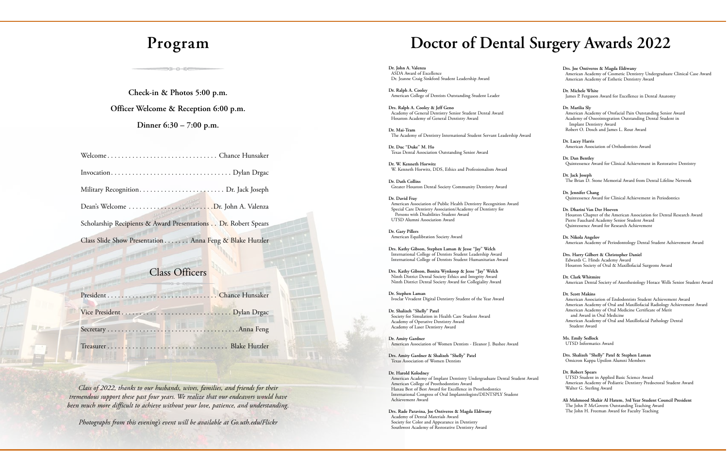# Program

**Check-in & Photos 5:00 p.m.**

**Officer Welcome & Reception 6:00 p.m.**

**Dinner 6:30 – 7:00 p.m.**

Welcome . . . . . . . . . . . . . . . . . . . . . . . . . . . . . . Chance Hunsaker

Invocation . . . . . . . . . . . . . . . . . . . . . . . . . . . . . . . . Dylan Drgac

Military Recognition . . . . . . . . . . . . . . . . . . . . . . . . Dr. Jack Joseph

Dean's Welcome . . . . . . . . . . . . . . . . . . . . . . . .Dr. John A. Valenza

Scholarship Recipients & Award Presentations . . Dr. Robert Spears

Class Slide Show Presentation . . . . . . . Anna Feng & Blake Hutzler

## Class Officers

President . . . . . . . . . . . . . . . . . . . . . . . . . . . . . . Chance Hunsaker

Vice President . . . . . . . . . . . . . . . . . . . . . . . . . . . . . . Dylan Drgac

Secretary . . . . . . . . . . . . . . . . . . . . . . . . . . . . . . . . . . . .Anna Feng

Treasurer . . . . . . . . . . . . . . . . . . . . . . . . . . . . . . . . . Blake Hutzler

*Class of 2022, thanks to our husbands, wives, families, and friends for their tremendous support these past four years. We realize that our endeavors would have been much more difficult to achieve without your love, patience, and understanding.*

*Photographs from this evening's event will be available at Go.uth.edu/Flickr*

# Doctor of Dental Surgery Awards 2022

**Dr. John A. Valenza**
ASDA Award of Excellence
Dr. Jeanne Craig Sinkford Student Leadership Award

**Dr. Ralph A. Cooley**
American College of Dentists Outstanding Student Leader

**Drs. Ralph A. Cooley & Jeff Geno**
Academy of General Dentistry Senior Student Dental Award
Houston Academy of General Dentistry Award

**Dr. Mai-Tram**
The Academy of Dentistry International Student Servant Leadership Award

**Dr. Duc "Duke" M. Ho**
Texas Dental Association Outstanding Senior Award

**Dr. W. Kenneth Horwitz**
W. Kenneth Horwitz, DDS, Ethics and Professionalism Award

**Dr. Dath Collins**
Greater Houston Dental Society Community Dentistry Award

**Dr. David Fray**
American Association of Public Health Dentistry Recognition Award
Special Care Dentistry Association/Academy of Dentistry for Persons with Disabilities Student Award
UTSD Alumni Association Award

**Dr. Gary Pillers**
American Equilibration Society Award

**Drs. Kathy Gibson, Stephen Laman & Jesse "Jay" Welch**
International College of Dentists Student Leadership Award
International College of Dentists Student Humanitarian Award

**Drs. Kathy Gibson, Bonita Wynkoop & Jesse "Jay" Welch**
Ninth District Dental Society Ethics and Integrity Award
Ninth District Dental Society Award for Collegiality Award

**Dr. Stephen Laman**
Ivoclar Vivadent Digital Dentistry Student of the Year Award

**Dr. Shalizeh "Shelly" Patel**
Society for Simulation in Health Care Student Award
Academy of Operative Dentistry Award
Academy of Laser Dentistry Award

**Dr. Amity Gardner**
American Association of Women Dentists - Eleanor J. Bushee Award

**Drs. Amity Gardner & Shalizeh "Shelly" Patel**
Texas Association of Women Dentists

**Dr. Harold Kolodney**
American Academy of Implant Dentistry Undergraduate Dental Student Award
American College of Prosthodontists Award
Hanau Best of Best Award for Excellence in Prosthodontics
International Congress of Oral Implantologists/DENTSPLY Student Achievement Award

**Drs. Rade Paravina, Joe Ontiveros & Magda Eldiwany**
Academy of Dental Materials Award
Society for Color and Appearance in Dentistry
Southwest Academy of Restorative Dentistry Award

**Drs. Joe Ontiveros & Magda Eldiwany**
American Academy of Cosmetic Dentistry Undergraduate Clinical Case Award
American Academy of Esthetic Dentistry Award

**Dr. Michele White**
James P. Ferguson Award for Excellence in Dental Anatomy

**Dr. Marilia Sly**
American Academy of Orofacial Pain Outstanding Senior Award
Academy of Osseointegration Outstanding Dental Student in Implant Dentistry Award
Robert O. Dosch and James L. Rout Award

**Dr. Lacey Harris**
American Association of Orthodontists Award

**Dr. Dan Bentley**
Quintessence Award for Clinical Achievement in Restorative Dentistry

**Dr. Jack Joseph**
The Brian D. Stone Memorial Award from Dental Lifeline Network

**Dr. Jennifer Chang**
Quintessence Award for Clinical Achievement in Periodontics

**Dr. Dharini Van Der Hoeven**
Houston Chapter of the American Association for Dental Research Award
Pierre Fauchard Academy Senior Student Award
Quintessence Award for Research Achievement

**Dr. Nikola Angelov**
American Academy of Periodontology Dental Student Achievement Award

**Drs. Harry Gilbert & Christopher Daniel**
Edwards C. Hinds Academy Award
Houston Society of Oral & Maxillofacial Surgeons Award

**Dr. Clark Whitmire**
American Dental Society of Anesthesiology Horace Wells Senior Student Award

**Dr. Scott Makins**
American Association of Endodontists Student Achievement Award
American Academy of Oral and Maxillofacial Radiology Achievement Award
American Academy of Oral Medicine Certificate of Merit and Award in Oral Medicine
American Academy of Oral and Maxillofacial Pathology Dental Student Award

**Ms. Emily Sedlock**
UTSD Informatics Award

**Drs. Shalizeh "Shelly" Patel & Stephen Laman**
Omicron Kappa Upsilon Alumni Members

**Dr. Robert Spears**
UTSD Student in Applied Basic Science Award
American Academy of Pediatric Dentistry Predoctoral Student Award
Walter G. Sterling Award

**Ali Mahmood Shakir Al Hatem, 3rd Year Student Council President**
The John P. McGovern Outstanding Teaching Award
The John H. Freeman Award for Faculty Teaching